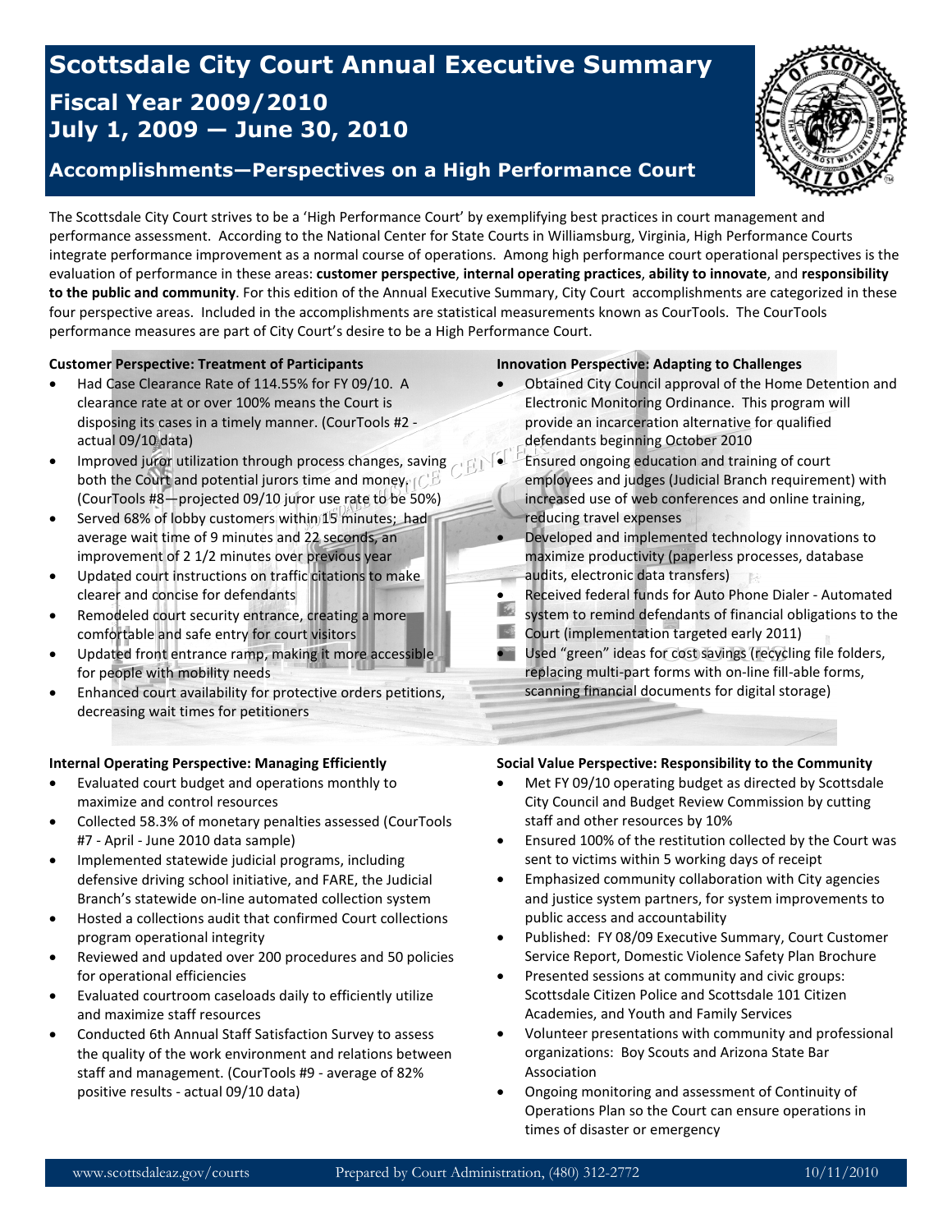# Scottsdale City Court Annual Executive Summary

## Fiscal Year 2009/2010
## July 1, 2009 — June 30, 2010

## Accomplishments—Perspectives on a High Performance Court

The Scottsdale City Court strives to be a 'High Performance Court' by exemplifying best practices in court management and performance assessment. According to the National Center for State Courts in Williamsburg, Virginia, High Performance Courts integrate performance improvement as a normal course of operations. Among high performance court operational perspectives is the evaluation of performance in these areas: **customer perspective**, **internal operating practices**, **ability to innovate**, and **responsibility to the public and community**. For this edition of the Annual Executive Summary, City Court accomplishments are categorized in these four perspective areas. Included in the accomplishments are statistical measurements known as CourTools. The CourTools performance measures are part of City Court's desire to be a High Performance Court.

**Customer Perspective: Treatment of Participants**

- Had Case Clearance Rate of 114.55% for FY 09/10. A clearance rate at or over 100% means the Court is disposing its cases in a timely manner. (CourTools #2 - actual 09/10 data)
- Improved juror utilization through process changes, saving both the Court and potential jurors time and money. (CourTools #8—projected 09/10 juror use rate to be 50%)
- Served 68% of lobby customers within 15 minutes; had average wait time of 9 minutes and 22 seconds, an improvement of 2 1/2 minutes over previous year
- Updated court instructions on traffic citations to make clearer and concise for defendants
- Remodeled court security entrance, creating a more comfortable and safe entry for court visitors
- Updated front entrance ramp, making it more accessible for people with mobility needs
- Enhanced court availability for protective orders petitions, decreasing wait times for petitioners

**Innovation Perspective: Adapting to Challenges**

- Obtained City Council approval of the Home Detention and Electronic Monitoring Ordinance. This program will provide an incarceration alternative for qualified defendants beginning October 2010
- Ensured ongoing education and training of court employees and judges (Judicial Branch requirement) with increased use of web conferences and online training, reducing travel expenses
- Developed and implemented technology innovations to maximize productivity (paperless processes, database audits, electronic data transfers)
- Received federal funds for Auto Phone Dialer - Automated system to remind defendants of financial obligations to the Court (implementation targeted early 2011)
- Used "green" ideas for cost savings (recycling file folders, replacing multi-part forms with on-line fill-able forms, scanning financial documents for digital storage)

**Internal Operating Perspective: Managing Efficiently**

- Evaluated court budget and operations monthly to maximize and control resources
- Collected 58.3% of monetary penalties assessed (CourTools #7 - April - June 2010 data sample)
- Implemented statewide judicial programs, including defensive driving school initiative, and FARE, the Judicial Branch's statewide on-line automated collection system
- Hosted a collections audit that confirmed Court collections program operational integrity
- Reviewed and updated over 200 procedures and 50 policies for operational efficiencies
- Evaluated courtroom caseloads daily to efficiently utilize and maximize staff resources
- Conducted 6th Annual Staff Satisfaction Survey to assess the quality of the work environment and relations between staff and management. (CourTools #9 - average of 82% positive results - actual 09/10 data)

**Social Value Perspective: Responsibility to the Community**

- Met FY 09/10 operating budget as directed by Scottsdale City Council and Budget Review Commission by cutting staff and other resources by 10%
- Ensured 100% of the restitution collected by the Court was sent to victims within 5 working days of receipt
- Emphasized community collaboration with City agencies and justice system partners, for system improvements to public access and accountability
- Published: FY 08/09 Executive Summary, Court Customer Service Report, Domestic Violence Safety Plan Brochure
- Presented sessions at community and civic groups: Scottsdale Citizen Police and Scottsdale 101 Citizen Academies, and Youth and Family Services
- Volunteer presentations with community and professional organizations: Boy Scouts and Arizona State Bar Association
- Ongoing monitoring and assessment of Continuity of Operations Plan so the Court can ensure operations in times of disaster or emergency

www.scottsdaleaz.gov/courts — Prepared by Court Administration, (480) 312-2772 — 10/11/2010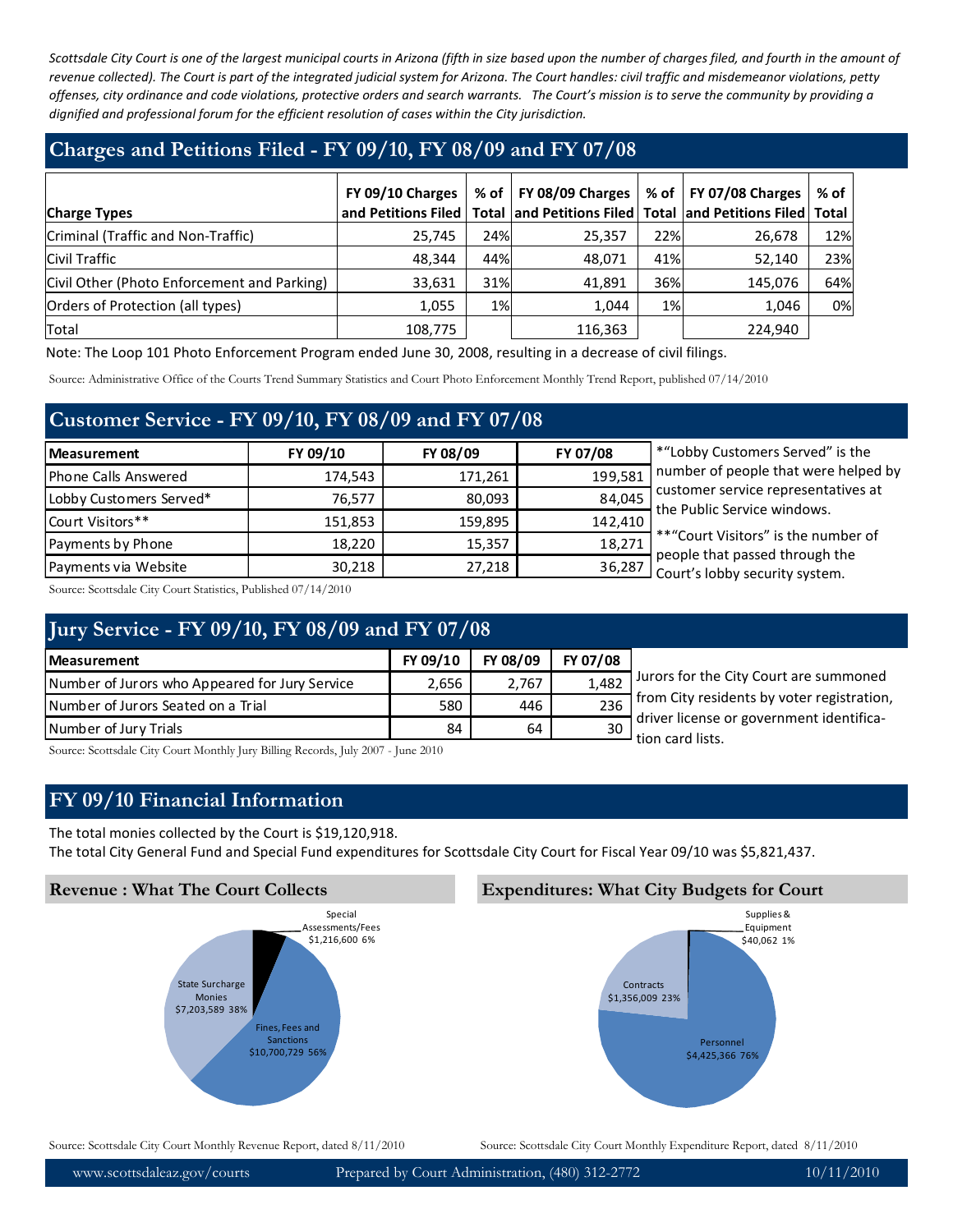*Scottsdale City Court is one of the largest municipal courts in Arizona (fifth in size based upon the number of charges filed, and fourth in the amount of revenue collected). The Court is part of the integrated judicial system for Arizona. The Court handles: civil traffic and misdemeanor violations, petty offenses, city ordinance and code violations, protective orders and search warrants. The Court's mission is to serve the community by providing a dignified and professional forum for the efficient resolution of cases within the City jurisdiction.*

## Charges and Petitions Filed - FY 09/10, FY 08/09 and FY 07/08

| Charge Types | FY 09/10 Charges and Petitions Filed | % of Total | FY 08/09 Charges and Petitions Filed | % of Total | FY 07/08 Charges and Petitions Filed | % of Total |
|---|---|---|---|---|---|---|
| Criminal (Traffic and Non-Traffic) | 25,745 | 24% | 25,357 | 22% | 26,678 | 12% |
| Civil Traffic | 48,344 | 44% | 48,071 | 41% | 52,140 | 23% |
| Civil Other (Photo Enforcement and Parking) | 33,631 | 31% | 41,891 | 36% | 145,076 | 64% |
| Orders of Protection (all types) | 1,055 | 1% | 1,044 | 1% | 1,046 | 0% |
| Total | 108,775 | | 116,363 | | 224,940 | |

Note: The Loop 101 Photo Enforcement Program ended June 30, 2008, resulting in a decrease of civil filings.

Source: Administrative Office of the Courts Trend Summary Statistics and Court Photo Enforcement Monthly Trend Report, published 07/14/2010

## Customer Service - FY 09/10, FY 08/09 and FY 07/08

| Measurement | FY 09/10 | FY 08/09 | FY 07/08 |
|---|---|---|---|
| Phone Calls Answered | 174,543 | 171,261 | 199,581 |
| Lobby Customers Served* | 76,577 | 80,093 | 84,045 |
| Court Visitors** | 151,853 | 159,895 | 142,410 |
| Payments by Phone | 18,220 | 15,357 | 18,271 |
| Payments via Website | 30,218 | 27,218 | 36,287 |

*"Lobby Customers Served" is the number of people that were helped by customer service representatives at the Public Service windows.

**"Court Visitors" is the number of people that passed through the Court's lobby security system.

Source: Scottsdale City Court Statistics, Published 07/14/2010

## Jury Service - FY 09/10, FY 08/09 and FY 07/08

| Measurement | FY 09/10 | FY 08/09 | FY 07/08 |
|---|---|---|---|
| Number of Jurors who Appeared for Jury Service | 2,656 | 2,767 | 1,482 |
| Number of Jurors Seated on a Trial | 580 | 446 | 236 |
| Number of Jury Trials | 84 | 64 | 30 |

Jurors for the City Court are summoned from City residents by voter registration, driver license or government identification card lists.

Source: Scottsdale City Court Monthly Jury Billing Records, July 2007 - June 2010

## FY 09/10 Financial Information

The total monies collected by the Court is $19,120,918.
The total City General Fund and Special Fund expenditures for Scottsdale City Court for Fiscal Year 09/10 was $5,821,437.

### Revenue : What The Court Collects

Special Assessments/Fees $1,216,600 6%

State Surcharge Monies $7,203,589 38%

Fines, Fees and Sanctions $10,700,729 56%

Source: Scottsdale City Court Monthly Revenue Report, dated 8/11/2010

### Expenditures: What City Budgets for Court

Supplies & Equipment $40,062 1%

Contracts $1,356,009 23%

Personnel $4,425,366 76%

Source: Scottsdale City Court Monthly Expenditure Report, dated 8/11/2010

www.scottsdaleaz.gov/courts Prepared by Court Administration, (480) 312-2772 10/11/2010